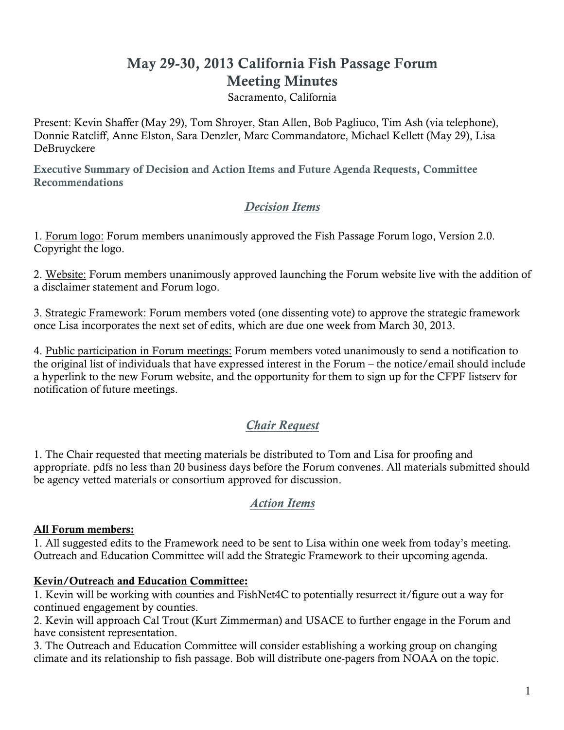# May 29-30, 2013 California Fish Passage Forum
# Meeting Minutes

Sacramento, California

Present: Kevin Shaffer (May 29), Tom Shroyer, Stan Allen, Bob Pagliuco, Tim Ash (via telephone), Donnie Ratcliff, Anne Elston, Sara Denzler, Marc Commandatore, Michael Kellett (May 29), Lisa DeBruyckere

**Executive Summary of Decision and Action Items and Future Agenda Requests, Committee Recommendations**

## *Decision Items*

1. Forum logo: Forum members unanimously approved the Fish Passage Forum logo, Version 2.0. Copyright the logo.

2. Website: Forum members unanimously approved launching the Forum website live with the addition of a disclaimer statement and Forum logo.

3. Strategic Framework: Forum members voted (one dissenting vote) to approve the strategic framework once Lisa incorporates the next set of edits, which are due one week from March 30, 2013.

4. Public participation in Forum meetings: Forum members voted unanimously to send a notification to the original list of individuals that have expressed interest in the Forum – the notice/email should include a hyperlink to the new Forum website, and the opportunity for them to sign up for the CFPF listserv for notification of future meetings.

## *Chair Request*

1. The Chair requested that meeting materials be distributed to Tom and Lisa for proofing and appropriate. pdfs no less than 20 business days before the Forum convenes. All materials submitted should be agency vetted materials or consortium approved for discussion.

## *Action Items*

**All Forum members:**

1. All suggested edits to the Framework need to be sent to Lisa within one week from today's meeting. Outreach and Education Committee will add the Strategic Framework to their upcoming agenda.

**Kevin/Outreach and Education Committee:**

1. Kevin will be working with counties and FishNet4C to potentially resurrect it/figure out a way for continued engagement by counties.
2. Kevin will approach Cal Trout (Kurt Zimmerman) and USACE to further engage in the Forum and have consistent representation.
3. The Outreach and Education Committee will consider establishing a working group on changing climate and its relationship to fish passage. Bob will distribute one-pagers from NOAA on the topic.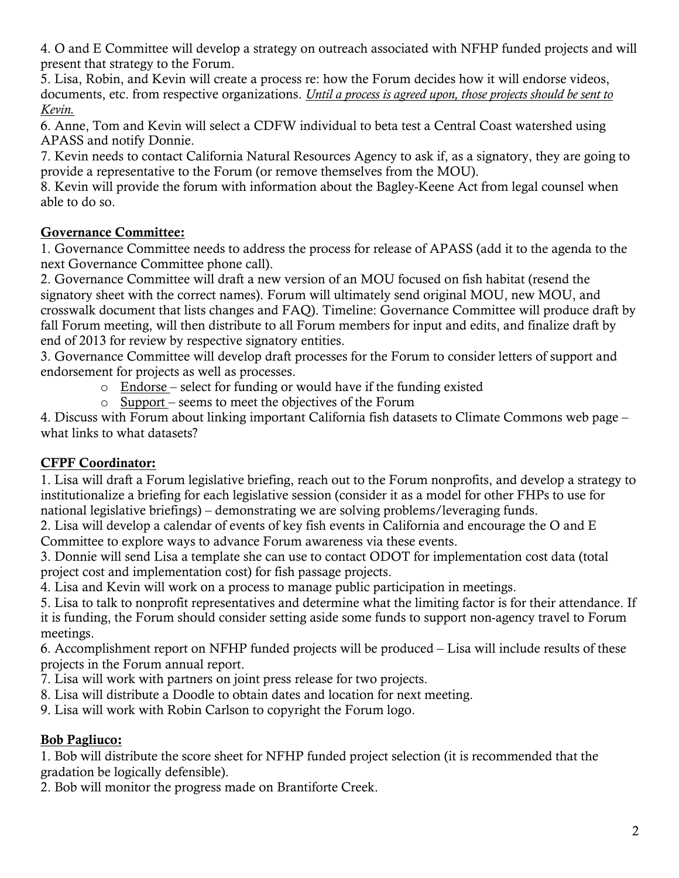4. O and E Committee will develop a strategy on outreach associated with NFHP funded projects and will present that strategy to the Forum.
5. Lisa, Robin, and Kevin will create a process re: how the Forum decides how it will endorse videos, documents, etc. from respective organizations. *Until a process is agreed upon, those projects should be sent to Kevin.*
6. Anne, Tom and Kevin will select a CDFW individual to beta test a Central Coast watershed using APASS and notify Donnie.
7. Kevin needs to contact California Natural Resources Agency to ask if, as a signatory, they are going to provide a representative to the Forum (or remove themselves from the MOU).
8. Kevin will provide the forum with information about the Bagley-Keene Act from legal counsel when able to do so.

**Governance Committee:**

1. Governance Committee needs to address the process for release of APASS (add it to the agenda to the next Governance Committee phone call).
2. Governance Committee will draft a new version of an MOU focused on fish habitat (resend the signatory sheet with the correct names). Forum will ultimately send original MOU, new MOU, and crosswalk document that lists changes and FAQ). Timeline: Governance Committee will produce draft by fall Forum meeting, will then distribute to all Forum members for input and edits, and finalize draft by end of 2013 for review by respective signatory entities.
3. Governance Committee will develop draft processes for the Forum to consider letters of support and endorsement for projects as well as processes.
   - Endorse – select for funding or would have if the funding existed
   - Support – seems to meet the objectives of the Forum
4. Discuss with Forum about linking important California fish datasets to Climate Commons web page – what links to what datasets?

**CFPF Coordinator:**

1. Lisa will draft a Forum legislative briefing, reach out to the Forum nonprofits, and develop a strategy to institutionalize a briefing for each legislative session (consider it as a model for other FHPs to use for national legislative briefings) – demonstrating we are solving problems/leveraging funds.
2. Lisa will develop a calendar of events of key fish events in California and encourage the O and E Committee to explore ways to advance Forum awareness via these events.
3. Donnie will send Lisa a template she can use to contact ODOT for implementation cost data (total project cost and implementation cost) for fish passage projects.
4. Lisa and Kevin will work on a process to manage public participation in meetings.
5. Lisa to talk to nonprofit representatives and determine what the limiting factor is for their attendance. If it is funding, the Forum should consider setting aside some funds to support non-agency travel to Forum meetings.
6. Accomplishment report on NFHP funded projects will be produced – Lisa will include results of these projects in the Forum annual report.
7. Lisa will work with partners on joint press release for two projects.
8. Lisa will distribute a Doodle to obtain dates and location for next meeting.
9. Lisa will work with Robin Carlson to copyright the Forum logo.

**Bob Pagliuco:**

1. Bob will distribute the score sheet for NFHP funded project selection (it is recommended that the gradation be logically defensible).
2. Bob will monitor the progress made on Brantiforte Creek.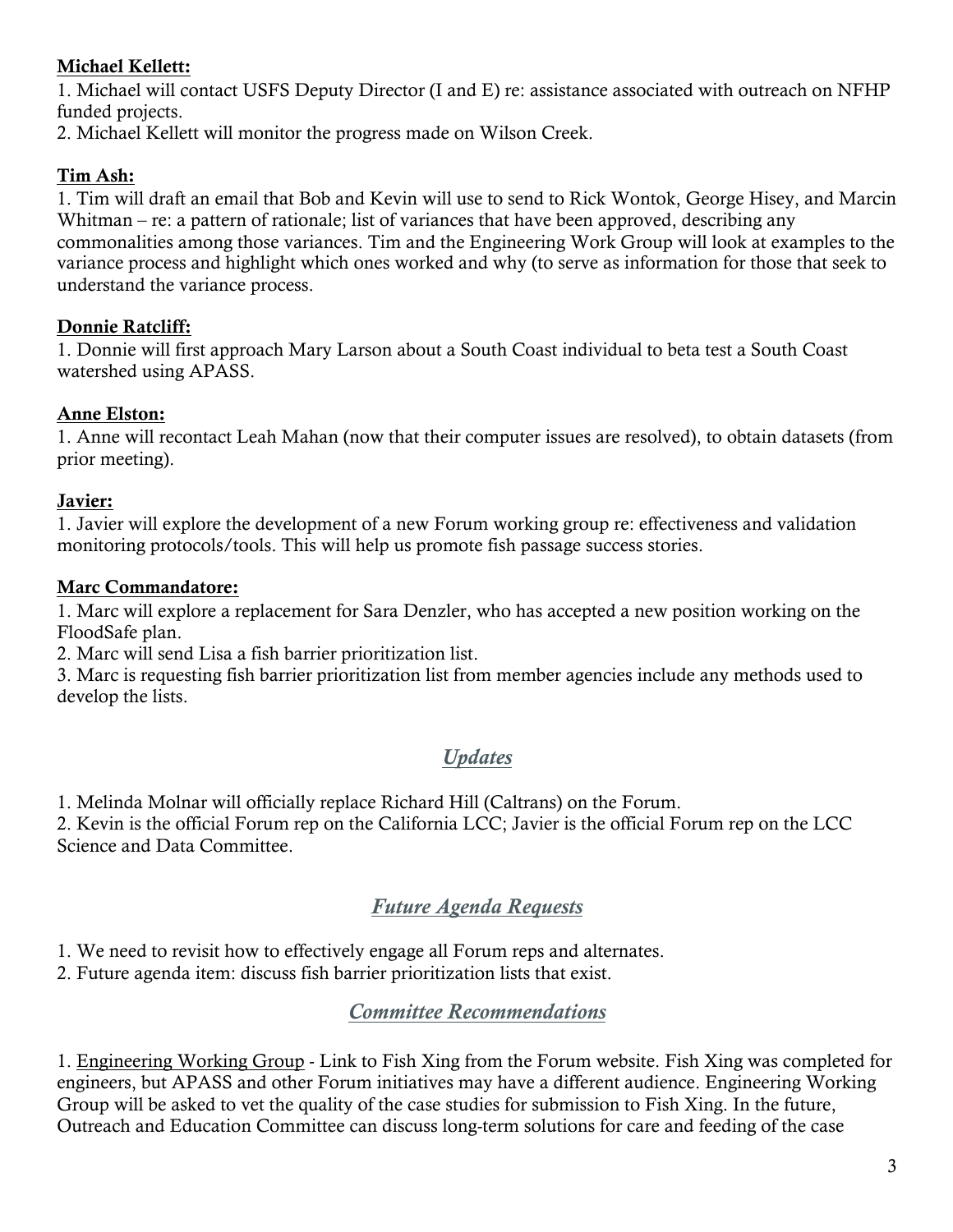**Michael Kellett:**

1. Michael will contact USFS Deputy Director (I and E) re: assistance associated with outreach on NFHP funded projects.
2. Michael Kellett will monitor the progress made on Wilson Creek.

**Tim Ash:**

1. Tim will draft an email that Bob and Kevin will use to send to Rick Wontok, George Hisey, and Marcin Whitman – re: a pattern of rationale; list of variances that have been approved, describing any commonalities among those variances. Tim and the Engineering Work Group will look at examples to the variance process and highlight which ones worked and why (to serve as information for those that seek to understand the variance process.

**Donnie Ratcliff:**

1. Donnie will first approach Mary Larson about a South Coast individual to beta test a South Coast watershed using APASS.

**Anne Elston:**

1. Anne will recontact Leah Mahan (now that their computer issues are resolved), to obtain datasets (from prior meeting).

**Javier:**

1. Javier will explore the development of a new Forum working group re: effectiveness and validation monitoring protocols/tools. This will help us promote fish passage success stories.

**Marc Commandatore:**

1. Marc will explore a replacement for Sara Denzler, who has accepted a new position working on the FloodSafe plan.
2. Marc will send Lisa a fish barrier prioritization list.
3. Marc is requesting fish barrier prioritization list from member agencies include any methods used to develop the lists.

## *Updates*

1. Melinda Molnar will officially replace Richard Hill (Caltrans) on the Forum.
2. Kevin is the official Forum rep on the California LCC; Javier is the official Forum rep on the LCC Science and Data Committee.

## *Future Agenda Requests*

1. We need to revisit how to effectively engage all Forum reps and alternates.
2. Future agenda item: discuss fish barrier prioritization lists that exist.

## *Committee Recommendations*

1. Engineering Working Group - Link to Fish Xing from the Forum website. Fish Xing was completed for engineers, but APASS and other Forum initiatives may have a different audience. Engineering Working Group will be asked to vet the quality of the case studies for submission to Fish Xing. In the future, Outreach and Education Committee can discuss long-term solutions for care and feeding of the case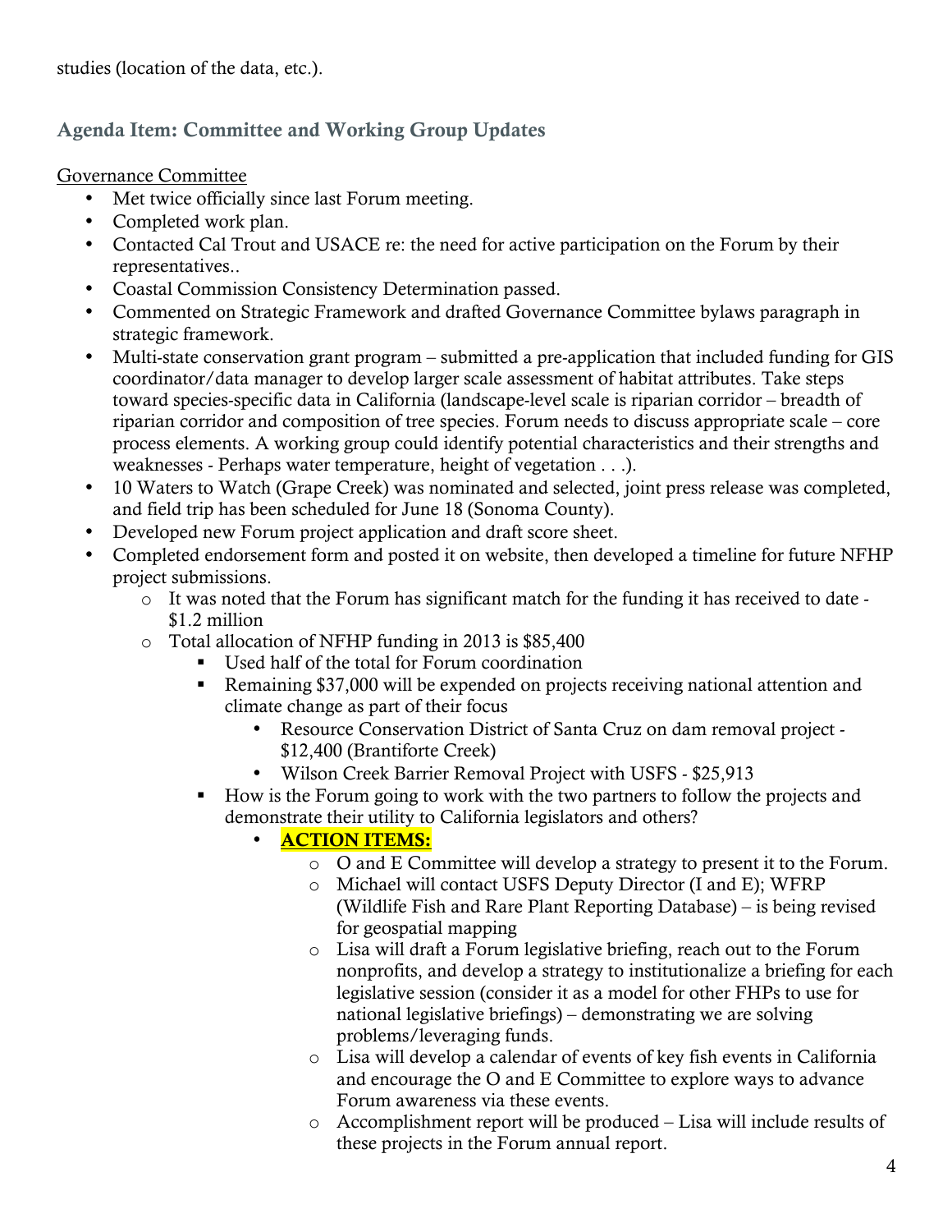studies (location of the data, etc.).

## Agenda Item: Committee and Working Group Updates

Governance Committee

- Met twice officially since last Forum meeting.
- Completed work plan.
- Contacted Cal Trout and USACE re: the need for active participation on the Forum by their representatives..
- Coastal Commission Consistency Determination passed.
- Commented on Strategic Framework and drafted Governance Committee bylaws paragraph in strategic framework.
- Multi-state conservation grant program – submitted a pre-application that included funding for GIS coordinator/data manager to develop larger scale assessment of habitat attributes. Take steps toward species-specific data in California (landscape-level scale is riparian corridor – breadth of riparian corridor and composition of tree species. Forum needs to discuss appropriate scale – core process elements. A working group could identify potential characteristics and their strengths and weaknesses - Perhaps water temperature, height of vegetation . . .).
- 10 Waters to Watch (Grape Creek) was nominated and selected, joint press release was completed, and field trip has been scheduled for June 18 (Sonoma County).
- Developed new Forum project application and draft score sheet.
- Completed endorsement form and posted it on website, then developed a timeline for future NFHP project submissions.
  - It was noted that the Forum has significant match for the funding it has received to date - $1.2 million
  - Total allocation of NFHP funding in 2013 is $85,400
    - Used half of the total for Forum coordination
    - Remaining $37,000 will be expended on projects receiving national attention and climate change as part of their focus
      - Resource Conservation District of Santa Cruz on dam removal project - $12,400 (Brantiforte Creek)
      - Wilson Creek Barrier Removal Project with USFS - $25,913
    - How is the Forum going to work with the two partners to follow the projects and demonstrate their utility to California legislators and others?
      - **ACTION ITEMS:**
        - O and E Committee will develop a strategy to present it to the Forum.
        - Michael will contact USFS Deputy Director (I and E); WFRP (Wildlife Fish and Rare Plant Reporting Database) – is being revised for geospatial mapping
        - Lisa will draft a Forum legislative briefing, reach out to the Forum nonprofits, and develop a strategy to institutionalize a briefing for each legislative session (consider it as a model for other FHPs to use for national legislative briefings) – demonstrating we are solving problems/leveraging funds.
        - Lisa will develop a calendar of events of key fish events in California and encourage the O and E Committee to explore ways to advance Forum awareness via these events.
        - Accomplishment report will be produced – Lisa will include results of these projects in the Forum annual report.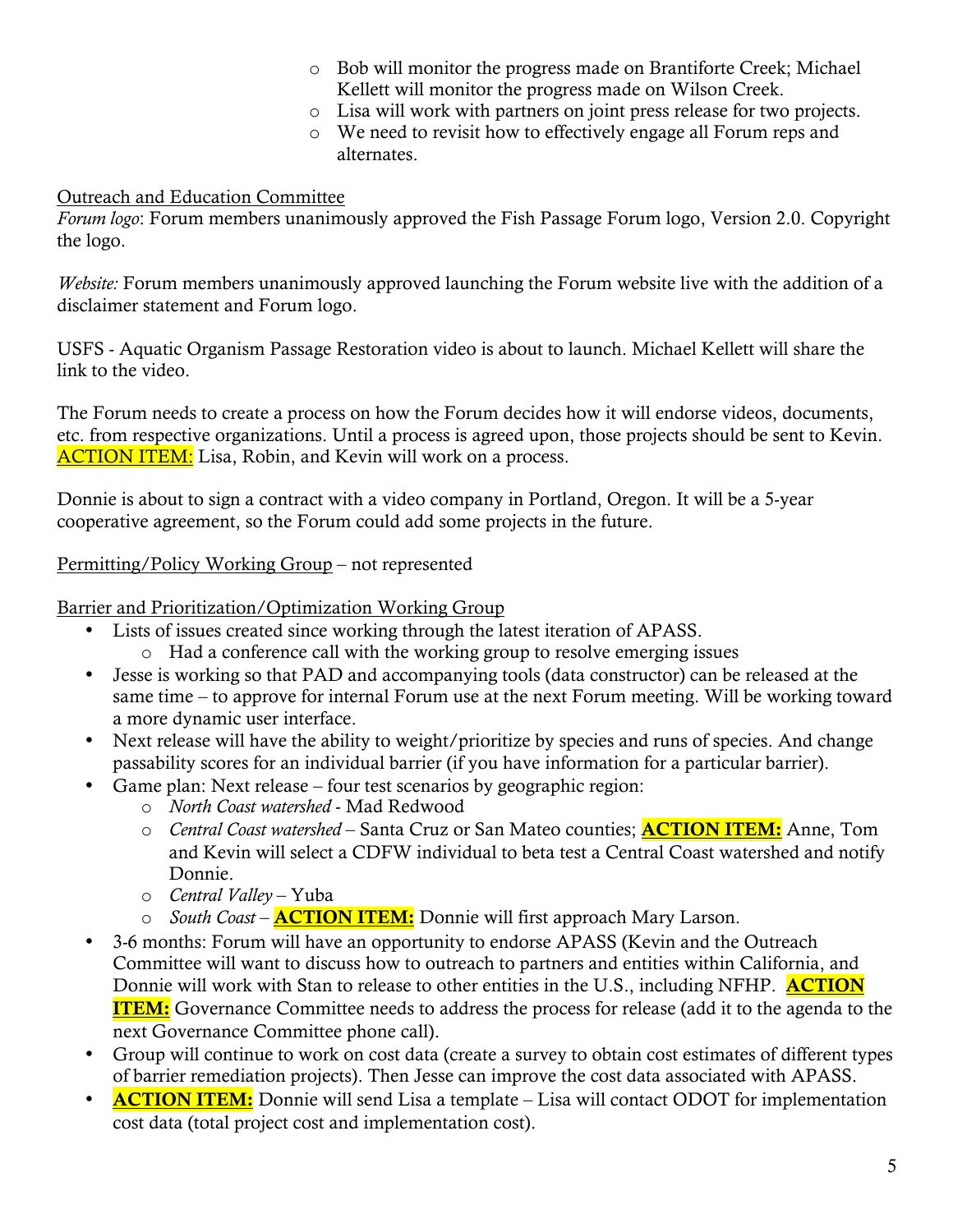- Bob will monitor the progress made on Brantiforte Creek; Michael Kellett will monitor the progress made on Wilson Creek.
- Lisa will work with partners on joint press release for two projects.
- We need to revisit how to effectively engage all Forum reps and alternates.

Outreach and Education Committee

*Forum logo*: Forum members unanimously approved the Fish Passage Forum logo, Version 2.0. Copyright the logo.

*Website:* Forum members unanimously approved launching the Forum website live with the addition of a disclaimer statement and Forum logo.

USFS - Aquatic Organism Passage Restoration video is about to launch. Michael Kellett will share the link to the video.

The Forum needs to create a process on how the Forum decides how it will endorse videos, documents, etc. from respective organizations. Until a process is agreed upon, those projects should be sent to Kevin. ACTION ITEM: Lisa, Robin, and Kevin will work on a process.

Donnie is about to sign a contract with a video company in Portland, Oregon. It will be a 5-year cooperative agreement, so the Forum could add some projects in the future.

Permitting/Policy Working Group – not represented

Barrier and Prioritization/Optimization Working Group

- Lists of issues created since working through the latest iteration of APASS.
  - Had a conference call with the working group to resolve emerging issues
- Jesse is working so that PAD and accompanying tools (data constructor) can be released at the same time – to approve for internal Forum use at the next Forum meeting. Will be working toward a more dynamic user interface.
- Next release will have the ability to weight/prioritize by species and runs of species. And change passability scores for an individual barrier (if you have information for a particular barrier).
- Game plan: Next release – four test scenarios by geographic region:
  - *North Coast watershed* - Mad Redwood
  - *Central Coast watershed* – Santa Cruz or San Mateo counties; **ACTION ITEM:** Anne, Tom and Kevin will select a CDFW individual to beta test a Central Coast watershed and notify Donnie.
  - *Central Valley* – Yuba
  - *South Coast* – **ACTION ITEM:** Donnie will first approach Mary Larson.
- 3-6 months: Forum will have an opportunity to endorse APASS (Kevin and the Outreach Committee will want to discuss how to outreach to partners and entities within California, and Donnie will work with Stan to release to other entities in the U.S., including NFHP. **ACTION ITEM:** Governance Committee needs to address the process for release (add it to the agenda to the next Governance Committee phone call).
- Group will continue to work on cost data (create a survey to obtain cost estimates of different types of barrier remediation projects). Then Jesse can improve the cost data associated with APASS.
- **ACTION ITEM:** Donnie will send Lisa a template – Lisa will contact ODOT for implementation cost data (total project cost and implementation cost).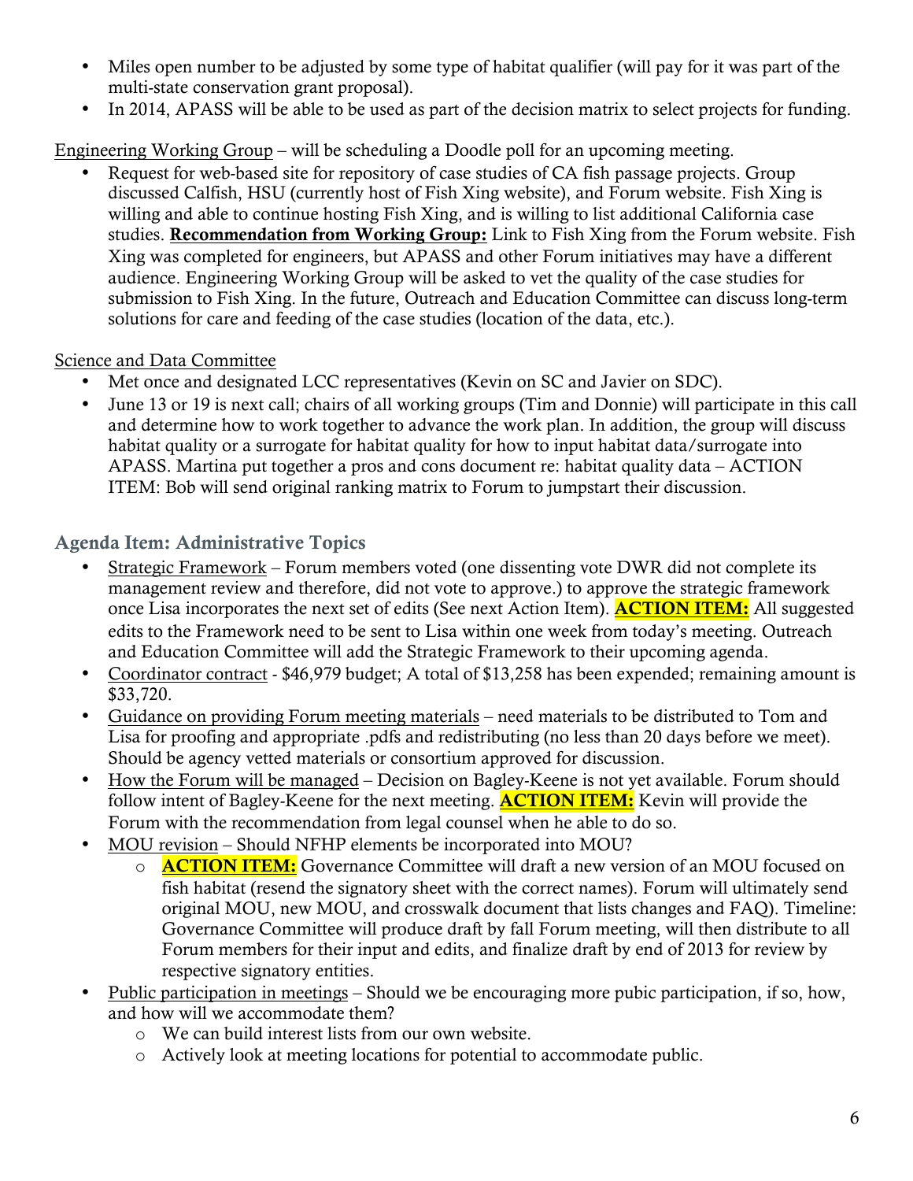- Miles open number to be adjusted by some type of habitat qualifier (will pay for it was part of the multi-state conservation grant proposal).
- In 2014, APASS will be able to be used as part of the decision matrix to select projects for funding.

Engineering Working Group – will be scheduling a Doodle poll for an upcoming meeting.

- Request for web-based site for repository of case studies of CA fish passage projects. Group discussed Calfish, HSU (currently host of Fish Xing website), and Forum website. Fish Xing is willing and able to continue hosting Fish Xing, and is willing to list additional California case studies. **Recommendation from Working Group:** Link to Fish Xing from the Forum website. Fish Xing was completed for engineers, but APASS and other Forum initiatives may have a different audience. Engineering Working Group will be asked to vet the quality of the case studies for submission to Fish Xing. In the future, Outreach and Education Committee can discuss long-term solutions for care and feeding of the case studies (location of the data, etc.).

Science and Data Committee

- Met once and designated LCC representatives (Kevin on SC and Javier on SDC).
- June 13 or 19 is next call; chairs of all working groups (Tim and Donnie) will participate in this call and determine how to work together to advance the work plan. In addition, the group will discuss habitat quality or a surrogate for habitat quality for how to input habitat data/surrogate into APASS. Martina put together a pros and cons document re: habitat quality data – ACTION ITEM: Bob will send original ranking matrix to Forum to jumpstart their discussion.

## Agenda Item: Administrative Topics

- Strategic Framework – Forum members voted (one dissenting vote DWR did not complete its management review and therefore, did not vote to approve.) to approve the strategic framework once Lisa incorporates the next set of edits (See next Action Item). **ACTION ITEM:** All suggested edits to the Framework need to be sent to Lisa within one week from today's meeting. Outreach and Education Committee will add the Strategic Framework to their upcoming agenda.
- Coordinator contract - $46,979 budget; A total of $13,258 has been expended; remaining amount is $33,720.
- Guidance on providing Forum meeting materials – need materials to be distributed to Tom and Lisa for proofing and appropriate .pdfs and redistributing (no less than 20 days before we meet). Should be agency vetted materials or consortium approved for discussion.
- How the Forum will be managed – Decision on Bagley-Keene is not yet available. Forum should follow intent of Bagley-Keene for the next meeting. **ACTION ITEM:** Kevin will provide the Forum with the recommendation from legal counsel when he able to do so.
- MOU revision – Should NFHP elements be incorporated into MOU?
  - **ACTION ITEM:** Governance Committee will draft a new version of an MOU focused on fish habitat (resend the signatory sheet with the correct names). Forum will ultimately send original MOU, new MOU, and crosswalk document that lists changes and FAQ). Timeline: Governance Committee will produce draft by fall Forum meeting, will then distribute to all Forum members for their input and edits, and finalize draft by end of 2013 for review by respective signatory entities.
- Public participation in meetings – Should we be encouraging more pubic participation, if so, how, and how will we accommodate them?
  - We can build interest lists from our own website.
  - Actively look at meeting locations for potential to accommodate public.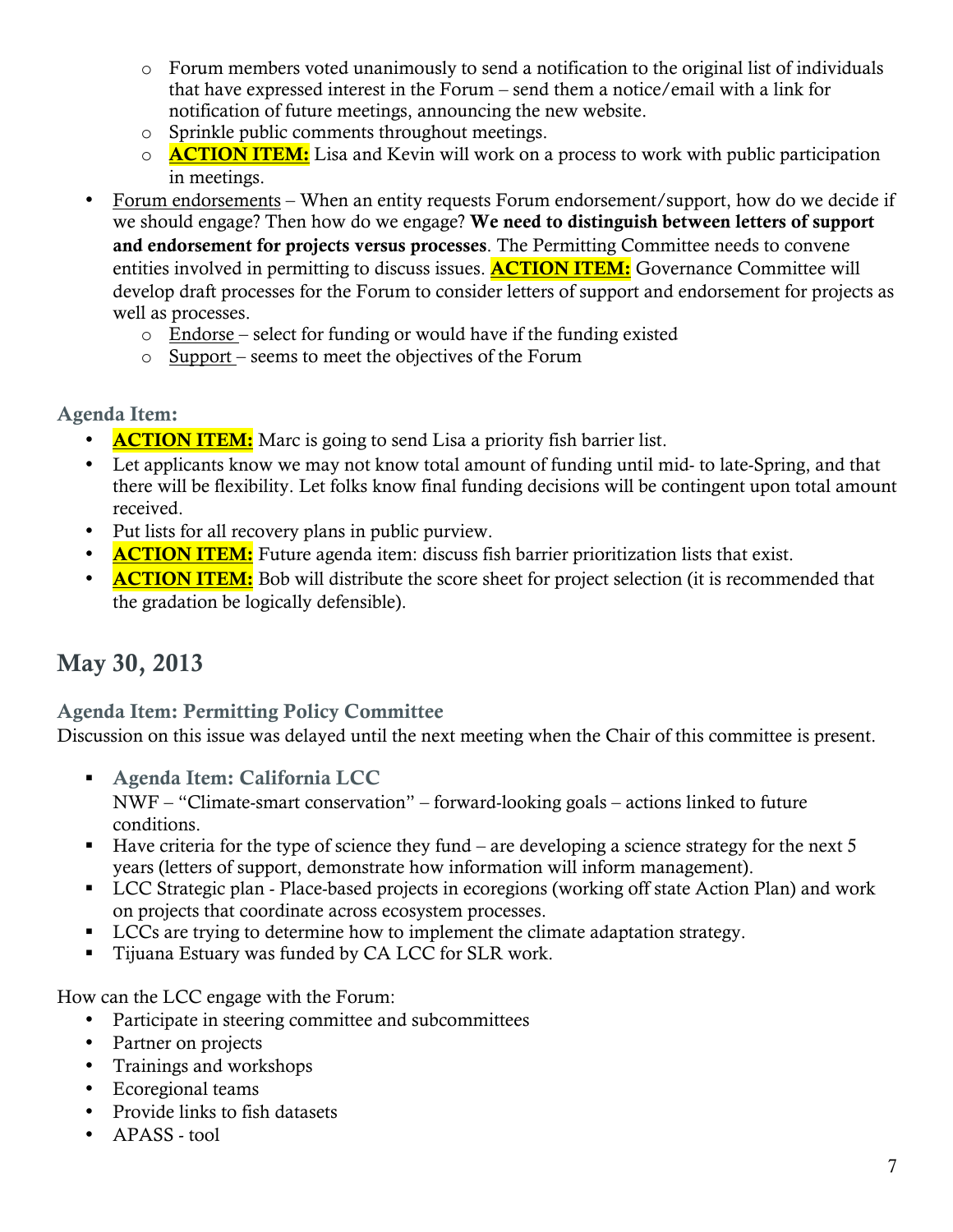- Forum members voted unanimously to send a notification to the original list of individuals that have expressed interest in the Forum – send them a notice/email with a link for notification of future meetings, announcing the new website.
    - Sprinkle public comments throughout meetings.
    - **ACTION ITEM:** Lisa and Kevin will work on a process to work with public participation in meetings.
- Forum endorsements – When an entity requests Forum endorsement/support, how do we decide if we should engage? Then how do we engage? **We need to distinguish between letters of support and endorsement for projects versus processes**. The Permitting Committee needs to convene entities involved in permitting to discuss issues. **ACTION ITEM:** Governance Committee will develop draft processes for the Forum to consider letters of support and endorsement for projects as well as processes.
    - Endorse – select for funding or would have if the funding existed
    - Support – seems to meet the objectives of the Forum

### Agenda Item:

- **ACTION ITEM:** Marc is going to send Lisa a priority fish barrier list.
- Let applicants know we may not know total amount of funding until mid- to late-Spring, and that there will be flexibility. Let folks know final funding decisions will be contingent upon total amount received.
- Put lists for all recovery plans in public purview.
- **ACTION ITEM:** Future agenda item: discuss fish barrier prioritization lists that exist.
- **ACTION ITEM:** Bob will distribute the score sheet for project selection (it is recommended that the gradation be logically defensible).

## May 30, 2013

### Agenda Item: Permitting Policy Committee

Discussion on this issue was delayed until the next meeting when the Chair of this committee is present.

- **Agenda Item: California LCC**
  NWF – "Climate-smart conservation" – forward-looking goals – actions linked to future conditions.
- Have criteria for the type of science they fund – are developing a science strategy for the next 5 years (letters of support, demonstrate how information will inform management).
- LCC Strategic plan - Place-based projects in ecoregions (working off state Action Plan) and work on projects that coordinate across ecosystem processes.
- LCCs are trying to determine how to implement the climate adaptation strategy.
- Tijuana Estuary was funded by CA LCC for SLR work.

How can the LCC engage with the Forum:

- Participate in steering committee and subcommittees
- Partner on projects
- Trainings and workshops
- Ecoregional teams
- Provide links to fish datasets
- APASS - tool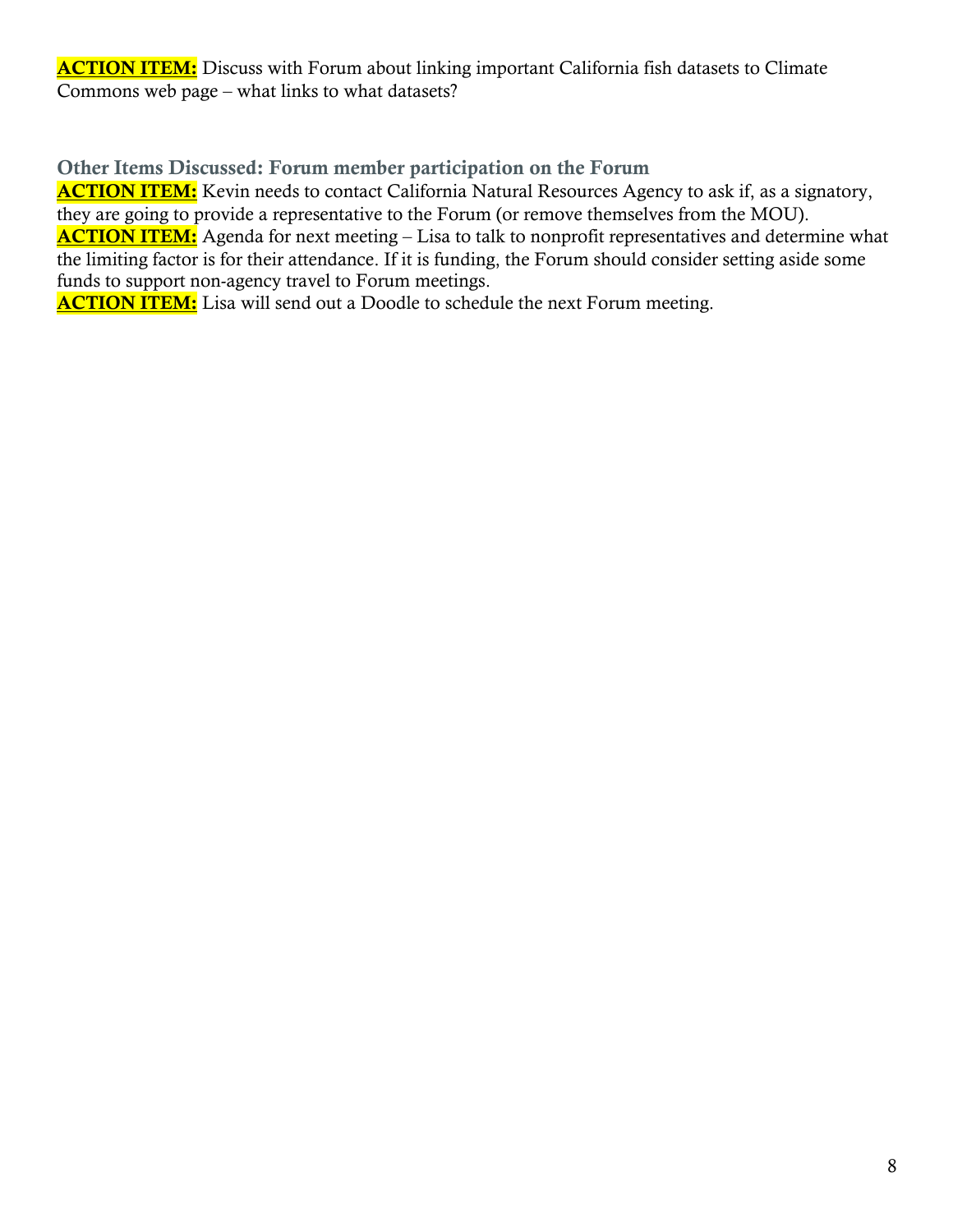**ACTION ITEM:** Discuss with Forum about linking important California fish datasets to Climate Commons web page – what links to what datasets?

### Other Items Discussed: Forum member participation on the Forum

**ACTION ITEM:** Kevin needs to contact California Natural Resources Agency to ask if, as a signatory, they are going to provide a representative to the Forum (or remove themselves from the MOU).

**ACTION ITEM:** Agenda for next meeting – Lisa to talk to nonprofit representatives and determine what the limiting factor is for their attendance. If it is funding, the Forum should consider setting aside some funds to support non-agency travel to Forum meetings.

**ACTION ITEM:** Lisa will send out a Doodle to schedule the next Forum meeting.